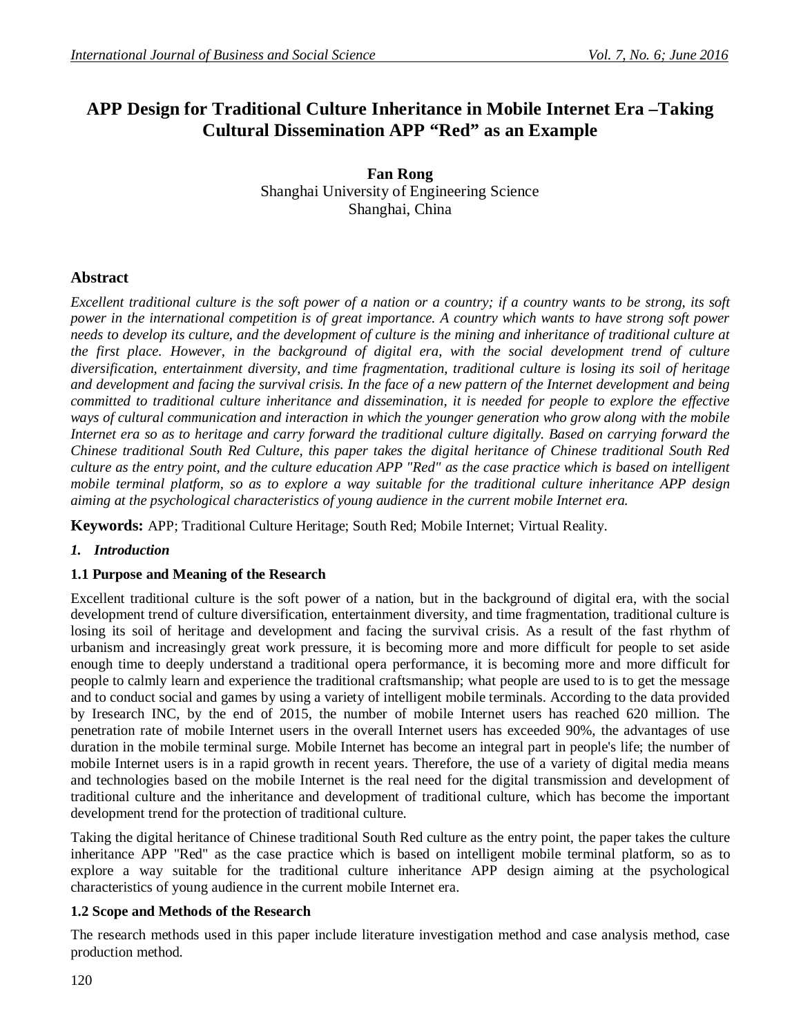# APP Design for Traditional Culture Inheritance in Mobile Internet Era –Taking Cultural Dissemination APP "Red" as an Example

**Fan Rong**
Shanghai University of Engineering Science
Shanghai, China

## Abstract

*Excellent traditional culture is the soft power of a nation or a country; if a country wants to be strong, its soft power in the international competition is of great importance. A country which wants to have strong soft power needs to develop its culture, and the development of culture is the mining and inheritance of traditional culture at the first place. However, in the background of digital era, with the social development trend of culture diversification, entertainment diversity, and time fragmentation, traditional culture is losing its soil of heritage and development and facing the survival crisis. In the face of a new pattern of the Internet development and being committed to traditional culture inheritance and dissemination, it is needed for people to explore the effective ways of cultural communication and interaction in which the younger generation who grow along with the mobile Internet era so as to heritage and carry forward the traditional culture digitally. Based on carrying forward the Chinese traditional South Red Culture, this paper takes the digital heritance of Chinese traditional South Red culture as the entry point, and the culture education APP "Red" as the case practice which is based on intelligent mobile terminal platform, so as to explore a way suitable for the traditional culture inheritance APP design aiming at the psychological characteristics of young audience in the current mobile Internet era.*

**Keywords:** APP; Traditional Culture Heritage; South Red; Mobile Internet; Virtual Reality.

## *1. Introduction*

### 1.1 Purpose and Meaning of the Research

Excellent traditional culture is the soft power of a nation, but in the background of digital era, with the social development trend of culture diversification, entertainment diversity, and time fragmentation, traditional culture is losing its soil of heritage and development and facing the survival crisis. As a result of the fast rhythm of urbanism and increasingly great work pressure, it is becoming more and more difficult for people to set aside enough time to deeply understand a traditional opera performance, it is becoming more and more difficult for people to calmly learn and experience the traditional craftsmanship; what people are used to is to get the message and to conduct social and games by using a variety of intelligent mobile terminals. According to the data provided by Iresearch INC, by the end of 2015, the number of mobile Internet users has reached 620 million. The penetration rate of mobile Internet users in the overall Internet users has exceeded 90%, the advantages of use duration in the mobile terminal surge. Mobile Internet has become an integral part in people's life; the number of mobile Internet users is in a rapid growth in recent years. Therefore, the use of a variety of digital media means and technologies based on the mobile Internet is the real need for the digital transmission and development of traditional culture and the inheritance and development of traditional culture, which has become the important development trend for the protection of traditional culture.

Taking the digital heritance of Chinese traditional South Red culture as the entry point, the paper takes the culture inheritance APP "Red" as the case practice which is based on intelligent mobile terminal platform, so as to explore a way suitable for the traditional culture inheritance APP design aiming at the psychological characteristics of young audience in the current mobile Internet era.

### 1.2 Scope and Methods of the Research

The research methods used in this paper include literature investigation method and case analysis method, case production method.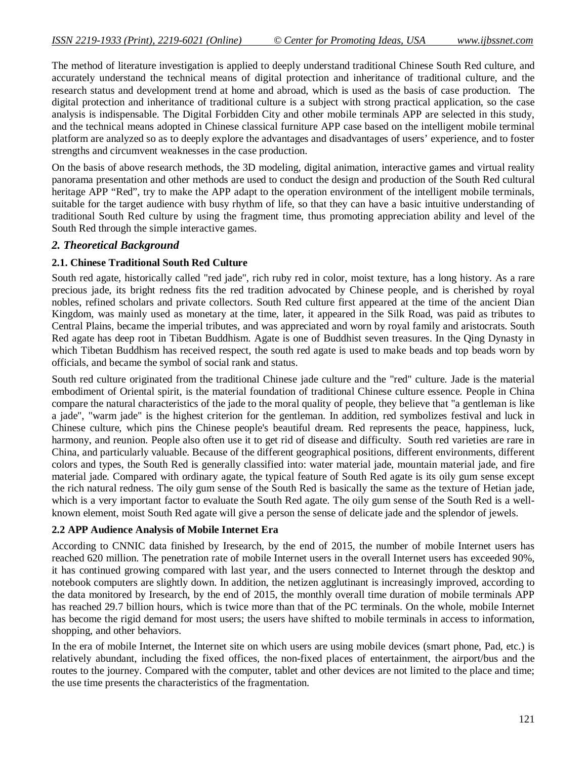The method of literature investigation is applied to deeply understand traditional Chinese South Red culture, and accurately understand the technical means of digital protection and inheritance of traditional culture, and the research status and development trend at home and abroad, which is used as the basis of case production. The digital protection and inheritance of traditional culture is a subject with strong practical application, so the case analysis is indispensable. The Digital Forbidden City and other mobile terminals APP are selected in this study, and the technical means adopted in Chinese classical furniture APP case based on the intelligent mobile terminal platform are analyzed so as to deeply explore the advantages and disadvantages of users' experience, and to foster strengths and circumvent weaknesses in the case production.

On the basis of above research methods, the 3D modeling, digital animation, interactive games and virtual reality panorama presentation and other methods are used to conduct the design and production of the South Red cultural heritage APP "Red", try to make the APP adapt to the operation environment of the intelligent mobile terminals, suitable for the target audience with busy rhythm of life, so that they can have a basic intuitive understanding of traditional South Red culture by using the fragment time, thus promoting appreciation ability and level of the South Red through the simple interactive games.

## *2. Theoretical Background*

### 2.1. Chinese Traditional South Red Culture

South red agate, historically called "red jade", rich ruby red in color, moist texture, has a long history. As a rare precious jade, its bright redness fits the red tradition advocated by Chinese people, and is cherished by royal nobles, refined scholars and private collectors. South Red culture first appeared at the time of the ancient Dian Kingdom, was mainly used as monetary at the time, later, it appeared in the Silk Road, was paid as tributes to Central Plains, became the imperial tributes, and was appreciated and worn by royal family and aristocrats. South Red agate has deep root in Tibetan Buddhism. Agate is one of Buddhist seven treasures. In the Qing Dynasty in which Tibetan Buddhism has received respect, the south red agate is used to make beads and top beads worn by officials, and became the symbol of social rank and status.

South red culture originated from the traditional Chinese jade culture and the "red" culture. Jade is the material embodiment of Oriental spirit, is the material foundation of traditional Chinese culture essence. People in China compare the natural characteristics of the jade to the moral quality of people, they believe that "a gentleman is like a jade", "warm jade" is the highest criterion for the gentleman. In addition, red symbolizes festival and luck in Chinese culture, which pins the Chinese people's beautiful dream. Red represents the peace, happiness, luck, harmony, and reunion. People also often use it to get rid of disease and difficulty. South red varieties are rare in China, and particularly valuable. Because of the different geographical positions, different environments, different colors and types, the South Red is generally classified into: water material jade, mountain material jade, and fire material jade. Compared with ordinary agate, the typical feature of South Red agate is its oily gum sense except the rich natural redness. The oily gum sense of the South Red is basically the same as the texture of Hetian jade, which is a very important factor to evaluate the South Red agate. The oily gum sense of the South Red is a well-known element, moist South Red agate will give a person the sense of delicate jade and the splendor of jewels.

### 2.2 APP Audience Analysis of Mobile Internet Era

According to CNNIC data finished by Iresearch, by the end of 2015, the number of mobile Internet users has reached 620 million. The penetration rate of mobile Internet users in the overall Internet users has exceeded 90%, it has continued growing compared with last year, and the users connected to Internet through the desktop and notebook computers are slightly down. In addition, the netizen agglutinant is increasingly improved, according to the data monitored by Iresearch, by the end of 2015, the monthly overall time duration of mobile terminals APP has reached 29.7 billion hours, which is twice more than that of the PC terminals. On the whole, mobile Internet has become the rigid demand for most users; the users have shifted to mobile terminals in access to information, shopping, and other behaviors.

In the era of mobile Internet, the Internet site on which users are using mobile devices (smart phone, Pad, etc.) is relatively abundant, including the fixed offices, the non-fixed places of entertainment, the airport/bus and the routes to the journey. Compared with the computer, tablet and other devices are not limited to the place and time; the use time presents the characteristics of the fragmentation.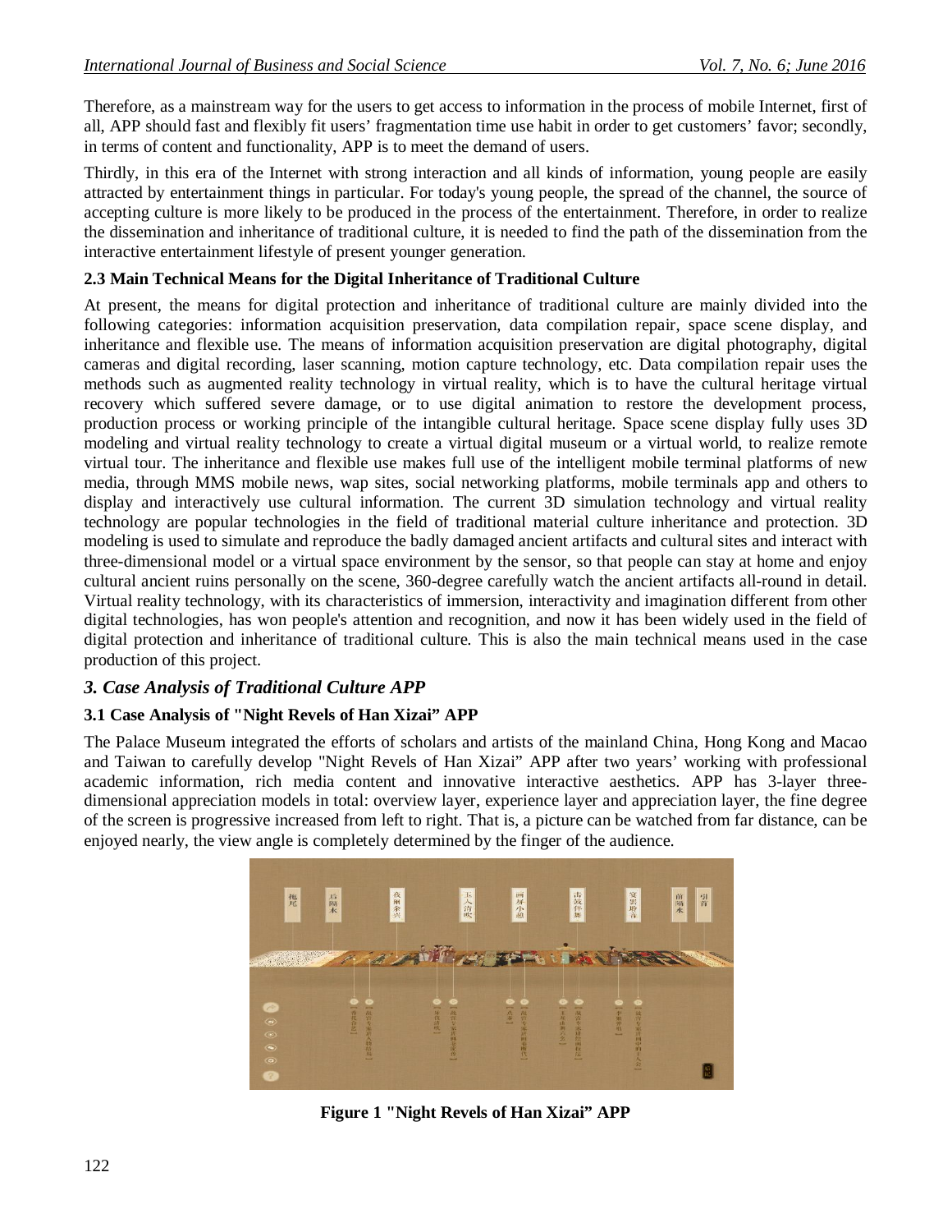Therefore, as a mainstream way for the users to get access to information in the process of mobile Internet, first of all, APP should fast and flexibly fit users' fragmentation time use habit in order to get customers' favor; secondly, in terms of content and functionality, APP is to meet the demand of users.

Thirdly, in this era of the Internet with strong interaction and all kinds of information, young people are easily attracted by entertainment things in particular. For today's young people, the spread of the channel, the source of accepting culture is more likely to be produced in the process of the entertainment. Therefore, in order to realize the dissemination and inheritance of traditional culture, it is needed to find the path of the dissemination from the interactive entertainment lifestyle of present younger generation.

### 2.3 Main Technical Means for the Digital Inheritance of Traditional Culture

At present, the means for digital protection and inheritance of traditional culture are mainly divided into the following categories: information acquisition preservation, data compilation repair, space scene display, and inheritance and flexible use. The means of information acquisition preservation are digital photography, digital cameras and digital recording, laser scanning, motion capture technology, etc. Data compilation repair uses the methods such as augmented reality technology in virtual reality, which is to have the cultural heritage virtual recovery which suffered severe damage, or to use digital animation to restore the development process, production process or working principle of the intangible cultural heritage. Space scene display fully uses 3D modeling and virtual reality technology to create a virtual digital museum or a virtual world, to realize remote virtual tour. The inheritance and flexible use makes full use of the intelligent mobile terminal platforms of new media, through MMS mobile news, wap sites, social networking platforms, mobile terminals app and others to display and interactively use cultural information. The current 3D simulation technology and virtual reality technology are popular technologies in the field of traditional material culture inheritance and protection. 3D modeling is used to simulate and reproduce the badly damaged ancient artifacts and cultural sites and interact with three-dimensional model or a virtual space environment by the sensor, so that people can stay at home and enjoy cultural ancient ruins personally on the scene, 360-degree carefully watch the ancient artifacts all-round in detail. Virtual reality technology, with its characteristics of immersion, interactivity and imagination different from other digital technologies, has won people's attention and recognition, and now it has been widely used in the field of digital protection and inheritance of traditional culture. This is also the main technical means used in the case production of this project.

## *3. Case Analysis of Traditional Culture APP*

### 3.1 Case Analysis of "Night Revels of Han Xizai" APP

The Palace Museum integrated the efforts of scholars and artists of the mainland China, Hong Kong and Macao and Taiwan to carefully develop "Night Revels of Han Xizai" APP after two years' working with professional academic information, rich media content and innovative interactive aesthetics. APP has 3-layer three-dimensional appreciation models in total: overview layer, experience layer and appreciation layer, the fine degree of the screen is progressive increased from left to right. That is, a picture can be watched from far distance, can be enjoyed nearly, the view angle is completely determined by the finger of the audience.

**Figure 1 "Night Revels of Han Xizai" APP**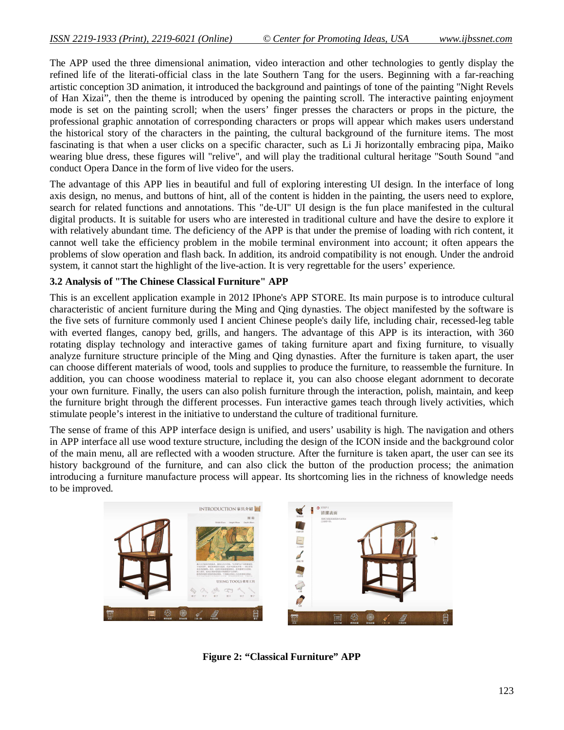The APP used the three dimensional animation, video interaction and other technologies to gently display the refined life of the literati-official class in the late Southern Tang for the users. Beginning with a far-reaching artistic conception 3D animation, it introduced the background and paintings of tone of the painting "Night Revels of Han Xizai", then the theme is introduced by opening the painting scroll. The interactive painting enjoyment mode is set on the painting scroll; when the users' finger presses the characters or props in the picture, the professional graphic annotation of corresponding characters or props will appear which makes users understand the historical story of the characters in the painting, the cultural background of the furniture items. The most fascinating is that when a user clicks on a specific character, such as Li Ji horizontally embracing pipa, Maiko wearing blue dress, these figures will "relive", and will play the traditional cultural heritage "South Sound "and conduct Opera Dance in the form of live video for the users.

The advantage of this APP lies in beautiful and full of exploring interesting UI design. In the interface of long axis design, no menus, and buttons of hint, all of the content is hidden in the painting, the users need to explore, search for related functions and annotations. This "de-UI" UI design is the fun place manifested in the cultural digital products. It is suitable for users who are interested in traditional culture and have the desire to explore it with relatively abundant time. The deficiency of the APP is that under the premise of loading with rich content, it cannot well take the efficiency problem in the mobile terminal environment into account; it often appears the problems of slow operation and flash back. In addition, its android compatibility is not enough. Under the android system, it cannot start the highlight of the live-action. It is very regrettable for the users' experience.

### 3.2 Analysis of "The Chinese Classical Furniture" APP

This is an excellent application example in 2012 IPhone's APP STORE. Its main purpose is to introduce cultural characteristic of ancient furniture during the Ming and Qing dynasties. The object manifested by the software is the five sets of furniture commonly used I ancient Chinese people's daily life, including chair, recessed-leg table with everted flanges, canopy bed, grills, and hangers. The advantage of this APP is its interaction, with 360 rotating display technology and interactive games of taking furniture apart and fixing furniture, to visually analyze furniture structure principle of the Ming and Qing dynasties. After the furniture is taken apart, the user can choose different materials of wood, tools and supplies to produce the furniture, to reassemble the furniture. In addition, you can choose woodiness material to replace it, you can also choose elegant adornment to decorate your own furniture. Finally, the users can also polish furniture through the interaction, polish, maintain, and keep the furniture bright through the different processes. Fun interactive games teach through lively activities, which stimulate people's interest in the initiative to understand the culture of traditional furniture.

The sense of frame of this APP interface design is unified, and users' usability is high. The navigation and others in APP interface all use wood texture structure, including the design of the ICON inside and the background color of the main menu, all are reflected with a wooden structure. After the furniture is taken apart, the user can see its history background of the furniture, and can also click the button of the production process; the animation introducing a furniture manufacture process will appear. Its shortcoming lies in the richness of knowledge needs to be improved.

**Figure 2: "Classical Furniture" APP**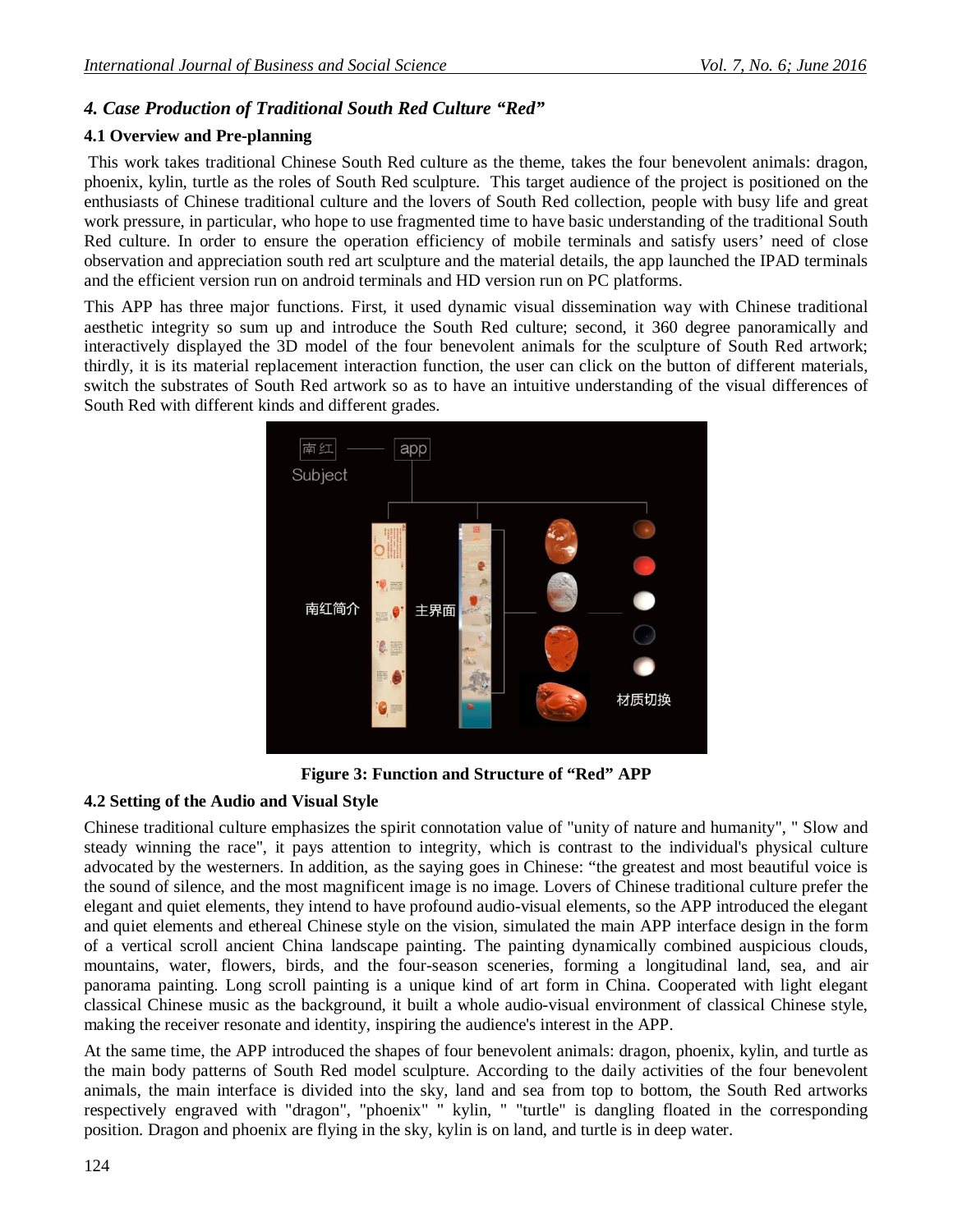### *4. Case Production of Traditional South Red Culture "Red"*

#### 4.1 Overview and Pre-planning

This work takes traditional Chinese South Red culture as the theme, takes the four benevolent animals: dragon, phoenix, kylin, turtle as the roles of South Red sculpture. This target audience of the project is positioned on the enthusiasts of Chinese traditional culture and the lovers of South Red collection, people with busy life and great work pressure, in particular, who hope to use fragmented time to have basic understanding of the traditional South Red culture. In order to ensure the operation efficiency of mobile terminals and satisfy users' need of close observation and appreciation south red art sculpture and the material details, the app launched the IPAD terminals and the efficient version run on android terminals and HD version run on PC platforms.

This APP has three major functions. First, it used dynamic visual dissemination way with Chinese traditional aesthetic integrity so sum up and introduce the South Red culture; second, it 360 degree panoramically and interactively displayed the 3D model of the four benevolent animals for the sculpture of South Red artwork; thirdly, it is its material replacement interaction function, the user can click on the button of different materials, switch the substrates of South Red artwork so as to have an intuitive understanding of the visual differences of South Red with different kinds and different grades.

**Figure 3: Function and Structure of "Red" APP**

#### 4.2 Setting of the Audio and Visual Style

Chinese traditional culture emphasizes the spirit connotation value of "unity of nature and humanity", " Slow and steady winning the race", it pays attention to integrity, which is contrast to the individual's physical culture advocated by the westerners. In addition, as the saying goes in Chinese: "the greatest and most beautiful voice is the sound of silence, and the most magnificent image is no image. Lovers of Chinese traditional culture prefer the elegant and quiet elements, they intend to have profound audio-visual elements, so the APP introduced the elegant and quiet elements and ethereal Chinese style on the vision, simulated the main APP interface design in the form of a vertical scroll ancient China landscape painting. The painting dynamically combined auspicious clouds, mountains, water, flowers, birds, and the four-season sceneries, forming a longitudinal land, sea, and air panorama painting. Long scroll painting is a unique kind of art form in China. Cooperated with light elegant classical Chinese music as the background, it built a whole audio-visual environment of classical Chinese style, making the receiver resonate and identity, inspiring the audience's interest in the APP.

At the same time, the APP introduced the shapes of four benevolent animals: dragon, phoenix, kylin, and turtle as the main body patterns of South Red model sculpture. According to the daily activities of the four benevolent animals, the main interface is divided into the sky, land and sea from top to bottom, the South Red artworks respectively engraved with "dragon", "phoenix" " kylin, " "turtle" is dangling floated in the corresponding position. Dragon and phoenix are flying in the sky, kylin is on land, and turtle is in deep water.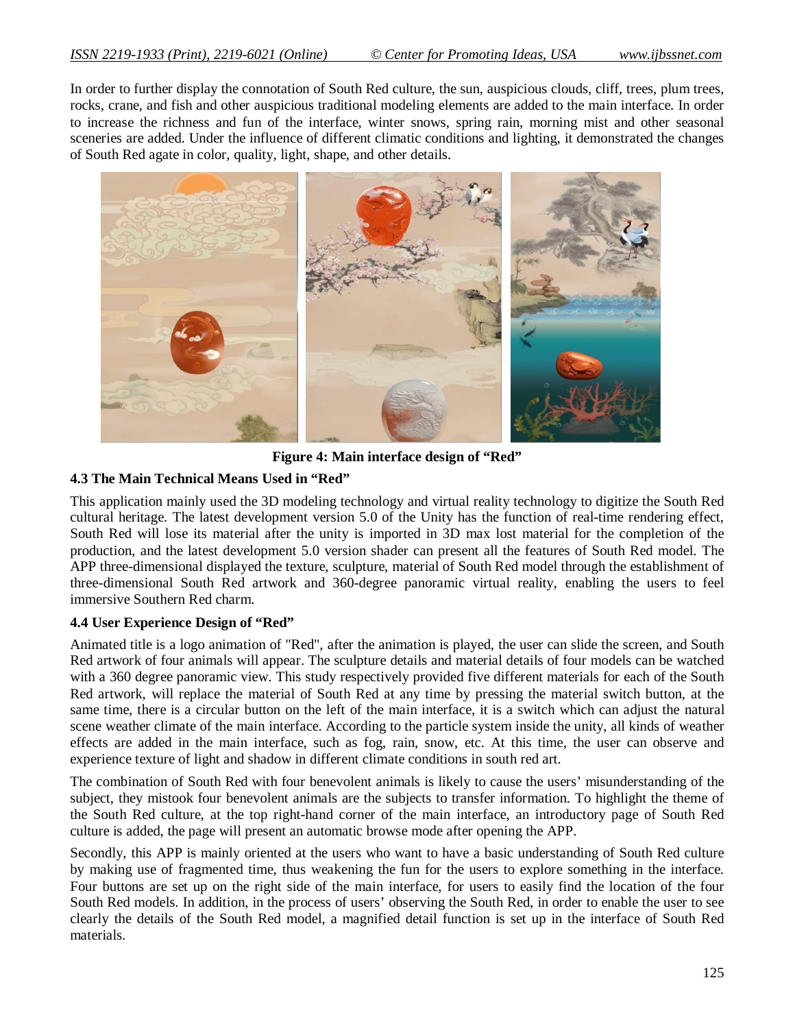In order to further display the connotation of South Red culture, the sun, auspicious clouds, cliff, trees, plum trees, rocks, crane, and fish and other auspicious traditional modeling elements are added to the main interface. In order to increase the richness and fun of the interface, winter snows, spring rain, morning mist and other seasonal sceneries are added. Under the influence of different climatic conditions and lighting, it demonstrated the changes of South Red agate in color, quality, light, shape, and other details.

**Figure 4: Main interface design of “Red”**

### 4.3 The Main Technical Means Used in “Red”

This application mainly used the 3D modeling technology and virtual reality technology to digitize the South Red cultural heritage. The latest development version 5.0 of the Unity has the function of real-time rendering effect, South Red will lose its material after the unity is imported in 3D max lost material for the completion of the production, and the latest development 5.0 version shader can present all the features of South Red model. The APP three-dimensional displayed the texture, sculpture, material of South Red model through the establishment of three-dimensional South Red artwork and 360-degree panoramic virtual reality, enabling the users to feel immersive Southern Red charm.

### 4.4 User Experience Design of “Red”

Animated title is a logo animation of "Red", after the animation is played, the user can slide the screen, and South Red artwork of four animals will appear. The sculpture details and material details of four models can be watched with a 360 degree panoramic view. This study respectively provided five different materials for each of the South Red artwork, will replace the material of South Red at any time by pressing the material switch button, at the same time, there is a circular button on the left of the main interface, it is a switch which can adjust the natural scene weather climate of the main interface. According to the particle system inside the unity, all kinds of weather effects are added in the main interface, such as fog, rain, snow, etc. At this time, the user can observe and experience texture of light and shadow in different climate conditions in south red art.

The combination of South Red with four benevolent animals is likely to cause the users’ misunderstanding of the subject, they mistook four benevolent animals are the subjects to transfer information. To highlight the theme of the South Red culture, at the top right-hand corner of the main interface, an introductory page of South Red culture is added, the page will present an automatic browse mode after opening the APP.

Secondly, this APP is mainly oriented at the users who want to have a basic understanding of South Red culture by making use of fragmented time, thus weakening the fun for the users to explore something in the interface. Four buttons are set up on the right side of the main interface, for users to easily find the location of the four South Red models. In addition, in the process of users’ observing the South Red, in order to enable the user to see clearly the details of the South Red model, a magnified detail function is set up in the interface of South Red materials.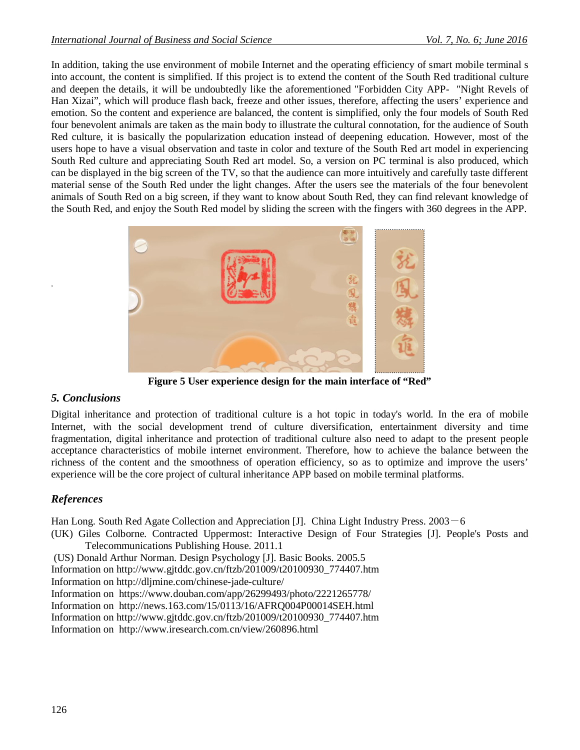In addition, taking the use environment of mobile Internet and the operating efficiency of smart mobile terminal s into account, the content is simplified. If this project is to extend the content of the South Red traditional culture and deepen the details, it will be undoubtedly like the aforementioned "Forbidden City APP- "Night Revels of Han Xizai", which will produce flash back, freeze and other issues, therefore, affecting the users' experience and emotion. So the content and experience are balanced, the content is simplified, only the four models of South Red four benevolent animals are taken as the main body to illustrate the cultural connotation, for the audience of South Red culture, it is basically the popularization education instead of deepening education. However, most of the users hope to have a visual observation and taste in color and texture of the South Red art model in experiencing South Red culture and appreciating South Red art model. So, a version on PC terminal is also produced, which can be displayed in the big screen of the TV, so that the audience can more intuitively and carefully taste different material sense of the South Red under the light changes. After the users see the materials of the four benevolent animals of South Red on a big screen, if they want to know about South Red, they can find relevant knowledge of the South Red, and enjoy the South Red model by sliding the screen with the fingers with 360 degrees in the APP.

**Figure 5 User experience design for the main interface of "Red"**

## *5. Conclusions*

Digital inheritance and protection of traditional culture is a hot topic in today's world. In the era of mobile Internet, with the social development trend of culture diversification, entertainment diversity and time fragmentation, digital inheritance and protection of traditional culture also need to adapt to the present people acceptance characteristics of mobile internet environment. Therefore, how to achieve the balance between the richness of the content and the smoothness of operation efficiency, so as to optimize and improve the users' experience will be the core project of cultural inheritance APP based on mobile terminal platforms.

## *References*

Han Long. South Red Agate Collection and Appreciation [J]. China Light Industry Press. 2003－6

(UK) Giles Colborne. Contracted Uppermost: Interactive Design of Four Strategies [J]. People's Posts and Telecommunications Publishing House. 2011.1

(US) Donald Arthur Norman. Design Psychology [J]. Basic Books. 2005.5

Information on http://www.gjtddc.gov.cn/ftzb/201009/t20100930_774407.htm

Information on http://dljmine.com/chinese-jade-culture/

Information on https://www.douban.com/app/26299493/photo/2221265778/

Information on http://news.163.com/15/0113/16/AFRQ004P00014SEH.html

Information on http://www.gjtddc.gov.cn/ftzb/201009/t20100930_774407.htm

Information on http://www.iresearch.com.cn/view/260896.html